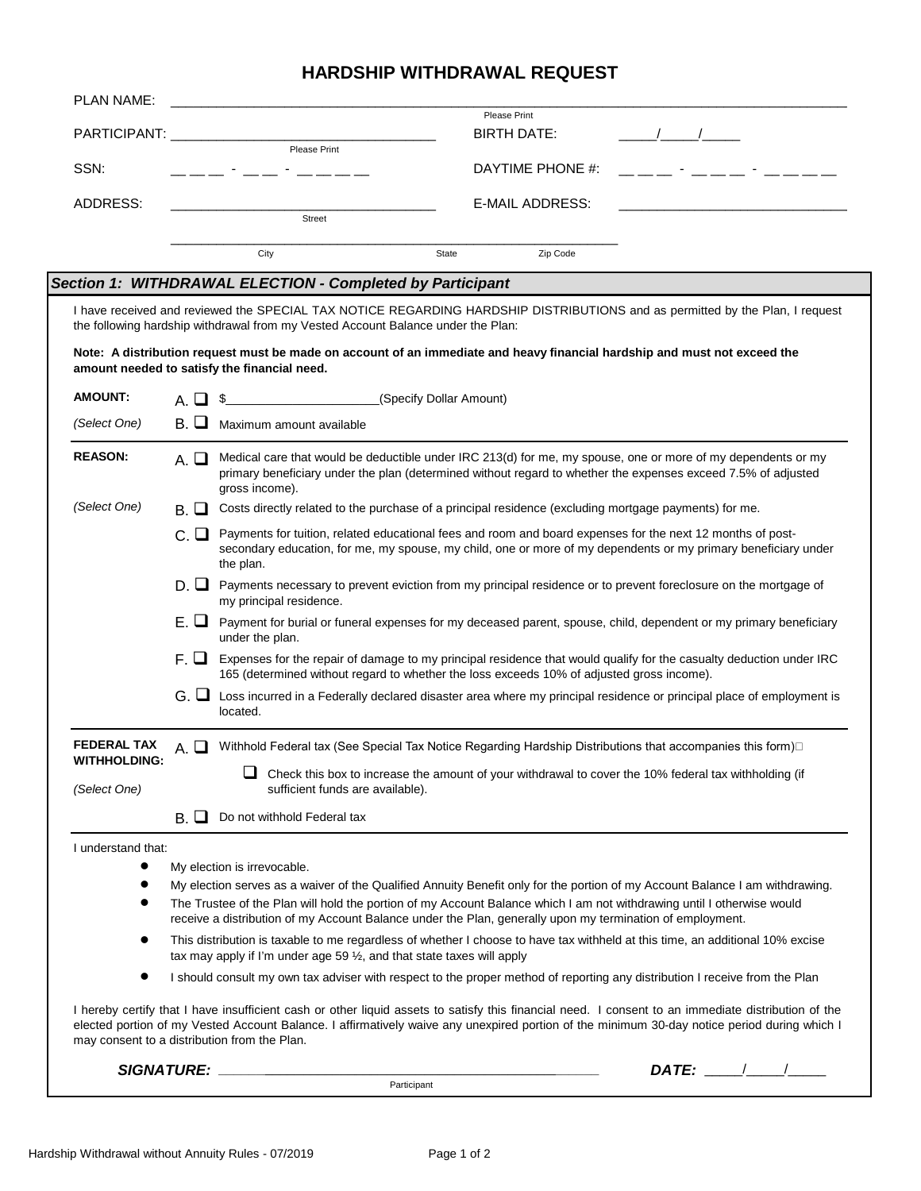# HARDSHIP WITHDRAWAL REQUEST

PLAN NAME: ______________________________________________________________
Please Print

PARTICIPANT: ______________________________ BIRTH DATE: _____/_____/_____
Please Print

SSN: __ __ __ - __ __ - __ __ __ __ DAYTIME PHONE #: __ __ __ - __ __ __ - __ __ __ __

ADDRESS: ______________________________ E-MAIL ADDRESS: ______________________________
Street

______________________________________________________________
City State Zip Code

## *Section 1: WITHDRAWAL ELECTION - Completed by Participant*

I have received and reviewed the SPECIAL TAX NOTICE REGARDING HARDSHIP DISTRIBUTIONS and as permitted by the Plan, I request the following hardship withdrawal from my Vested Account Balance under the Plan:

**Note: A distribution request must be made on account of an immediate and heavy financial hardship and must not exceed the amount needed to satisfy the financial need.**

**AMOUNT:** *(Select One)*

A. ☐ $______________________(Specify Dollar Amount)

B. ☐ Maximum amount available

**REASON:** *(Select One)*

A. ☐ Medical care that would be deductible under IRC 213(d) for me, my spouse, one or more of my dependents or my primary beneficiary under the plan (determined without regard to whether the expenses exceed 7.5% of adjusted gross income).

B. ☐ Costs directly related to the purchase of a principal residence (excluding mortgage payments) for me.

C. ☐ Payments for tuition, related educational fees and room and board expenses for the next 12 months of post-secondary education, for me, my spouse, my child, one or more of my dependents or my primary beneficiary under the plan.

D. ☐ Payments necessary to prevent eviction from my principal residence or to prevent foreclosure on the mortgage of my principal residence.

E. ☐ Payment for burial or funeral expenses for my deceased parent, spouse, child, dependent or my primary beneficiary under the plan.

F. ☐ Expenses for the repair of damage to my principal residence that would qualify for the casualty deduction under IRC 165 (determined without regard to whether the loss exceeds 10% of adjusted gross income).

G. ☐ Loss incurred in a Federally declared disaster area where my principal residence or principal place of employment is located.

**FEDERAL TAX WITHHOLDING:** *(Select One)*

A. ☐ Withhold Federal tax (See Special Tax Notice Regarding Hardship Distributions that accompanies this form)

☐ Check this box to increase the amount of your withdrawal to cover the 10% federal tax withholding (if sufficient funds are available).

B. ☐ Do not withhold Federal tax

I understand that:

- My election is irrevocable.
- My election serves as a waiver of the Qualified Annuity Benefit only for the portion of my Account Balance I am withdrawing.
- The Trustee of the Plan will hold the portion of my Account Balance which I am not withdrawing until I otherwise would receive a distribution of my Account Balance under the Plan, generally upon my termination of employment.
- This distribution is taxable to me regardless of whether I choose to have tax withheld at this time, an additional 10% excise tax may apply if I'm under age 59 ½, and that state taxes will apply
- I should consult my own tax adviser with respect to the proper method of reporting any distribution I receive from the Plan

I hereby certify that I have insufficient cash or other liquid assets to satisfy this financial need. I consent to an immediate distribution of the elected portion of my Vested Account Balance. I affirmatively waive any unexpired portion of the minimum 30-day notice period during which I may consent to a distribution from the Plan.

***SIGNATURE:*** ______________________________________________ ***DATE:*** _____/_____/_____
Participant

Hardship Withdrawal without Annuity Rules - 07/2019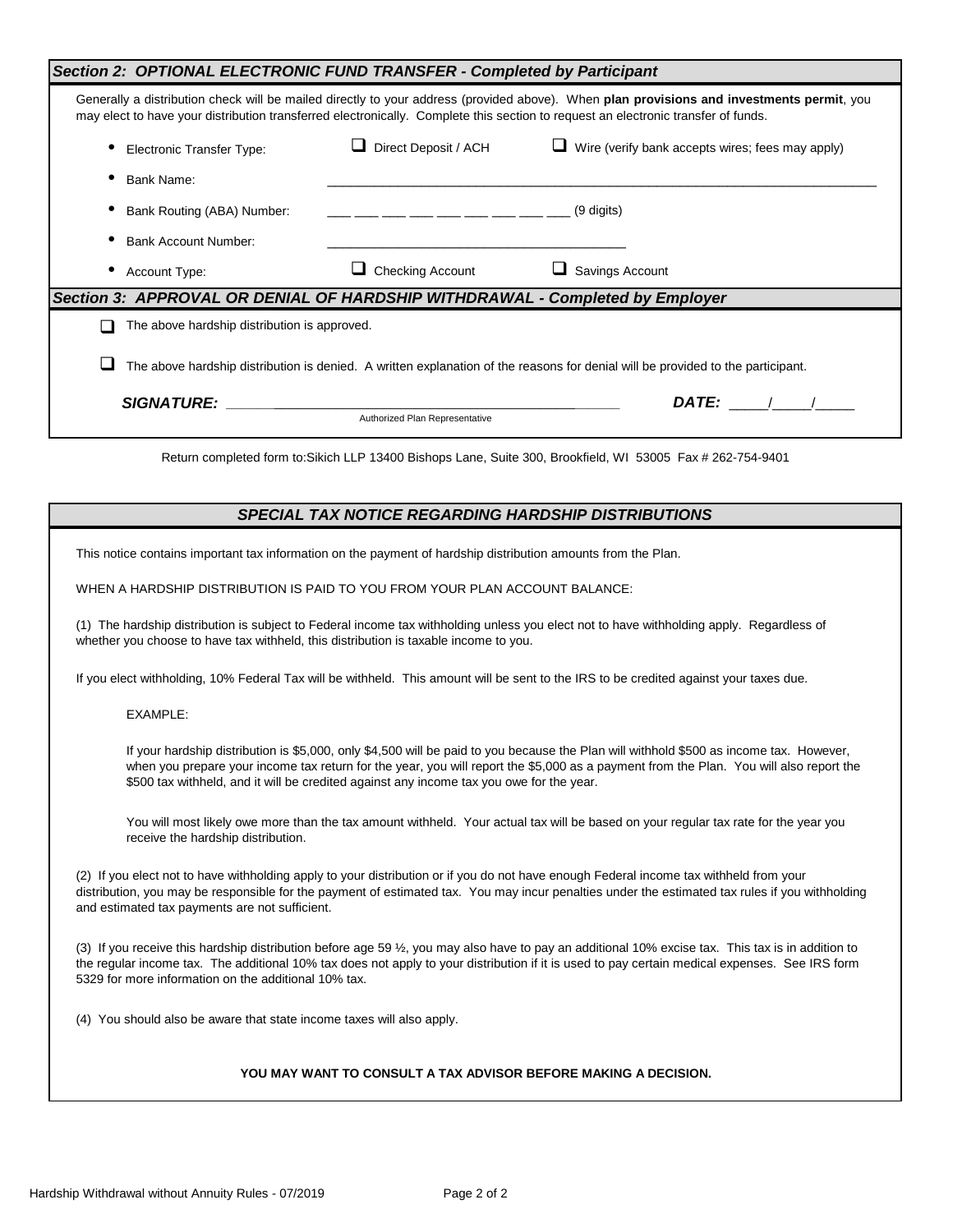## *Section 2: OPTIONAL ELECTRONIC FUND TRANSFER - Completed by Participant*

Generally a distribution check will be mailed directly to your address (provided above). When **plan provisions and investments permit**, you may elect to have your distribution transferred electronically. Complete this section to request an electronic transfer of funds.

- Electronic Transfer Type: ☐ Direct Deposit / ACH ☐ Wire (verify bank accepts wires; fees may apply)
- Bank Name: ______________________________
- Bank Routing (ABA) Number: ___ ___ ___ ___ ___ ___ ___ ___ ___ (9 digits)
- Bank Account Number: ______________________________
- Account Type: ☐ Checking Account ☐ Savings Account

## *Section 3: APPROVAL OR DENIAL OF HARDSHIP WITHDRAWAL - Completed by Employer*

☐ The above hardship distribution is approved.

☐ The above hardship distribution is denied. A written explanation of the reasons for denial will be provided to the participant.

***SIGNATURE:*** ______________________________ ***DATE:*** ____/____/____

Authorized Plan Representative

Return completed form to:Sikich LLP 13400 Bishops Lane, Suite 300, Brookfield, WI 53005 Fax # 262-754-9401

## *SPECIAL TAX NOTICE REGARDING HARDSHIP DISTRIBUTIONS*

This notice contains important tax information on the payment of hardship distribution amounts from the Plan.

WHEN A HARDSHIP DISTRIBUTION IS PAID TO YOU FROM YOUR PLAN ACCOUNT BALANCE:

(1) The hardship distribution is subject to Federal income tax withholding unless you elect not to have withholding apply. Regardless of whether you choose to have tax withheld, this distribution is taxable income to you.

If you elect withholding, 10% Federal Tax will be withheld. This amount will be sent to the IRS to be credited against your taxes due.

EXAMPLE:

If your hardship distribution is $5,000, only $4,500 will be paid to you because the Plan will withhold $500 as income tax. However, when you prepare your income tax return for the year, you will report the $5,000 as a payment from the Plan. You will also report the $500 tax withheld, and it will be credited against any income tax you owe for the year.

You will most likely owe more than the tax amount withheld. Your actual tax will be based on your regular tax rate for the year you receive the hardship distribution.

(2) If you elect not to have withholding apply to your distribution or if you do not have enough Federal income tax withheld from your distribution, you may be responsible for the payment of estimated tax. You may incur penalties under the estimated tax rules if you withholding and estimated tax payments are not sufficient.

(3) If you receive this hardship distribution before age 59 ½, you may also have to pay an additional 10% excise tax. This tax is in addition to the regular income tax. The additional 10% tax does not apply to your distribution if it is used to pay certain medical expenses. See IRS form 5329 for more information on the additional 10% tax.

(4) You should also be aware that state income taxes will also apply.

**YOU MAY WANT TO CONSULT A TAX ADVISOR BEFORE MAKING A DECISION.**

Hardship Withdrawal without Annuity Rules - 07/2019